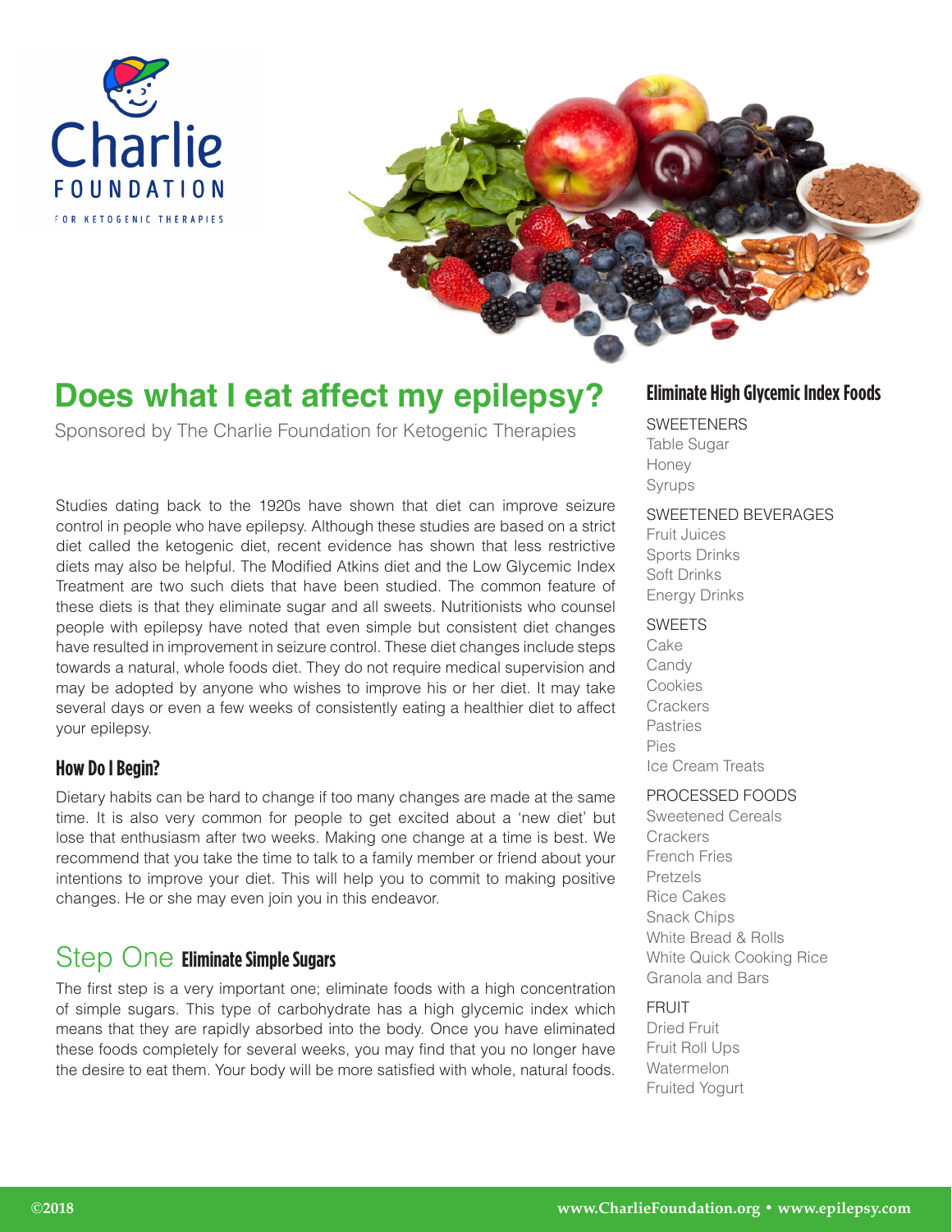Charlie FOUNDATION FOR KETOGENIC THERAPIES

# Does what I eat affect my epilepsy?

Sponsored by The Charlie Foundation for Ketogenic Therapies

Studies dating back to the 1920s have shown that diet can improve seizure control in people who have epilepsy. Although these studies are based on a strict diet called the ketogenic diet, recent evidence has shown that less restrictive diets may also be helpful. The Modified Atkins diet and the Low Glycemic Index Treatment are two such diets that have been studied. The common feature of these diets is that they eliminate sugar and all sweets. Nutritionists who counsel people with epilepsy have noted that even simple but consistent diet changes have resulted in improvement in seizure control. These diet changes include steps towards a natural, whole foods diet. They do not require medical supervision and may be adopted by anyone who wishes to improve his or her diet. It may take several days or even a few weeks of consistently eating a healthier diet to affect your epilepsy.

### How Do I Begin?

Dietary habits can be hard to change if too many changes are made at the same time. It is also very common for people to get excited about a 'new diet' but lose that enthusiasm after two weeks. Making one change at a time is best. We recommend that you take the time to talk to a family member or friend about your intentions to improve your diet. This will help you to commit to making positive changes. He or she may even join you in this endeavor.

## Step One **Eliminate Simple Sugars**

The first step is a very important one; eliminate foods with a high concentration of simple sugars. This type of carbohydrate has a high glycemic index which means that they are rapidly absorbed into the body. Once you have eliminated these foods completely for several weeks, you may find that you no longer have the desire to eat them. Your body will be more satisfied with whole, natural foods.

### Eliminate High Glycemic Index Foods

SWEETENERS
- Table Sugar
- Honey
- Syrups

SWEETENED BEVERAGES
- Fruit Juices
- Sports Drinks
- Soft Drinks
- Energy Drinks

SWEETS
- Cake
- Candy
- Cookies
- Crackers
- Pastries
- Pies
- Ice Cream Treats

PROCESSED FOODS
- Sweetened Cereals
- Crackers
- French Fries
- Pretzels
- Rice Cakes
- Snack Chips
- White Bread & Rolls
- White Quick Cooking Rice
- Granola and Bars

FRUIT
- Dried Fruit
- Fruit Roll Ups
- Watermelon
- Fruited Yogurt

©2018 www.CharlieFoundation.org • www.epilepsy.com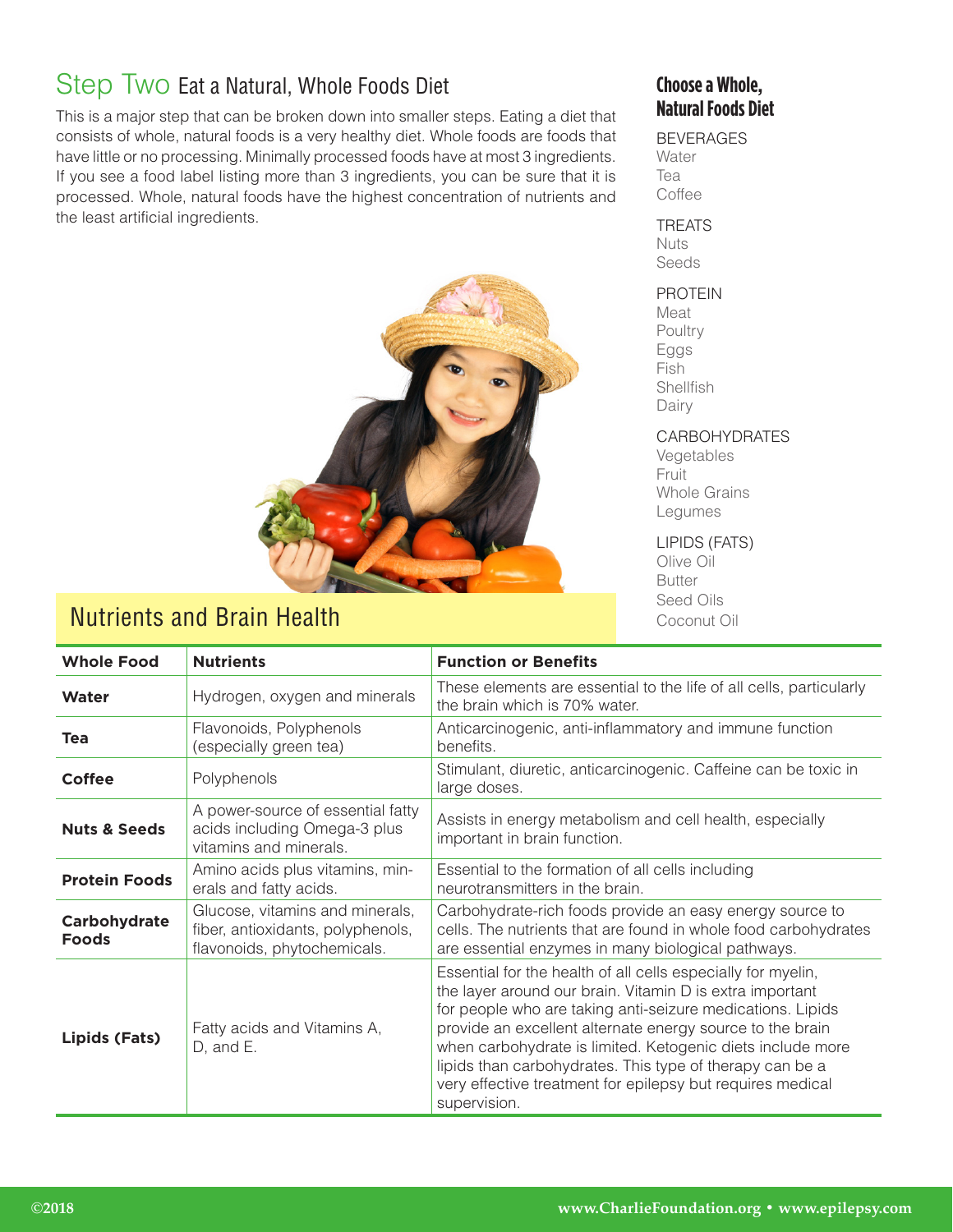## Step Two Eat a Natural, Whole Foods Diet

This is a major step that can be broken down into smaller steps. Eating a diet that consists of whole, natural foods is a very healthy diet. Whole foods are foods that have little or no processing. Minimally processed foods have at most 3 ingredients. If you see a food label listing more than 3 ingredients, you can be sure that it is processed. Whole, natural foods have the highest concentration of nutrients and the least artificial ingredients.

### Choose a Whole, Natural Foods Diet

BEVERAGES
- Water
- Tea
- Coffee

TREATS
- Nuts
- Seeds

PROTEIN
- Meat
- Poultry
- Eggs
- Fish
- Shellfish
- Dairy

CARBOHYDRATES
- Vegetables
- Fruit
- Whole Grains
- Legumes

LIPIDS (FATS)
- Olive Oil
- Butter
- Seed Oils
- Coconut Oil

## Nutrients and Brain Health

| Whole Food | Nutrients | Function or Benefits |
|---|---|---|
| **Water** | Hydrogen, oxygen and minerals | These elements are essential to the life of all cells, particularly the brain which is 70% water. |
| **Tea** | Flavonoids, Polyphenols (especially green tea) | Anticarcinogenic, anti-inflammatory and immune function benefits. |
| **Coffee** | Polyphenols | Stimulant, diuretic, anticarcinogenic. Caffeine can be toxic in large doses. |
| **Nuts & Seeds** | A power-source of essential fatty acids including Omega-3 plus vitamins and minerals. | Assists in energy metabolism and cell health, especially important in brain function. |
| **Protein Foods** | Amino acids plus vitamins, minerals and fatty acids. | Essential to the formation of all cells including neurotransmitters in the brain. |
| **Carbohydrate Foods** | Glucose, vitamins and minerals, fiber, antioxidants, polyphenols, flavonoids, phytochemicals. | Carbohydrate-rich foods provide an easy energy source to cells. The nutrients that are found in whole food carbohydrates are essential enzymes in many biological pathways. |
| **Lipids (Fats)** | Fatty acids and Vitamins A, D, and E. | Essential for the health of all cells especially for myelin, the layer around our brain. Vitamin D is extra important for people who are taking anti-seizure medications. Lipids provide an excellent alternate energy source to the brain when carbohydrate is limited. Ketogenic diets include more lipids than carbohydrates. This type of therapy can be a very effective treatment for epilepsy but requires medical supervision. |

©2018 www.CharlieFoundation.org • www.epilepsy.com